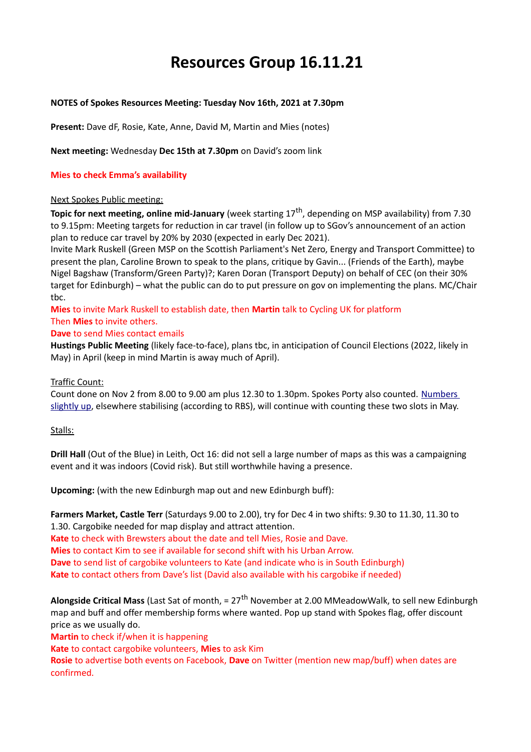# Resources Group 16.11.21

**NOTES of Spokes Resources Meeting: Tuesday Nov 16th, 2021 at 7.30pm**

**Present:** Dave dF, Rosie, Kate, Anne, David M, Martin and Mies (notes)

**Next meeting:** Wednesday **Dec 15th at 7.30pm** on David's zoom link

**Mies to check Emma's availability**

Next Spokes Public meeting:

**Topic for next meeting, online mid-January** (week starting 17th, depending on MSP availability) from 7.30 to 9.15pm: Meeting targets for reduction in car travel (in follow up to SGov's announcement of an action plan to reduce car travel by 20% by 2030 (expected in early Dec 2021).

Invite Mark Ruskell (Green MSP on the Scottish Parliament's Net Zero, Energy and Transport Committee) to present the plan, Caroline Brown to speak to the plans, critique by Gavin... (Friends of the Earth), maybe Nigel Bagshaw (Transform/Green Party)?; Karen Doran (Transport Deputy) on behalf of CEC (on their 30% target for Edinburgh) – what the public can do to put pressure on gov on implementing the plans. MC/Chair tbc.

**Mies** to invite Mark Ruskell to establish date, then **Martin** talk to Cycling UK for platform

Then **Mies** to invite others.

**Dave** to send Mies contact emails

**Hustings Public Meeting** (likely face-to-face), plans tbc, in anticipation of Council Elections (2022, likely in May) in April (keep in mind Martin is away much of April).

Traffic Count:

Count done on Nov 2 from 8.00 to 9.00 am plus 12.30 to 1.30pm. Spokes Porty also counted. Numbers slightly up, elsewhere stabilising (according to RBS), will continue with counting these two slots in May.

Stalls:

**Drill Hall** (Out of the Blue) in Leith, Oct 16: did not sell a large number of maps as this was a campaigning event and it was indoors (Covid risk). But still worthwhile having a presence.

**Upcoming:** (with the new Edinburgh map out and new Edinburgh buff):

**Farmers Market, Castle Terr** (Saturdays 9.00 to 2.00), try for Dec 4 in two shifts: 9.30 to 11.30, 11.30 to 1.30. Cargobike needed for map display and attract attention.

**Kate** to check with Brewsters about the date and tell Mies, Rosie and Dave.

**Mies** to contact Kim to see if available for second shift with his Urban Arrow.

**Dave** to send list of cargobike volunteers to Kate (and indicate who is in South Edinburgh)

**Kate** to contact others from Dave's list (David also available with his cargobike if needed)

**Alongside Critical Mass** (Last Sat of month, = 27th November at 2.00 MMeadowWalk, to sell new Edinburgh map and buff and offer membership forms where wanted. Pop up stand with Spokes flag, offer discount price as we usually do.

**Martin** to check if/when it is happening

**Kate** to contact cargobike volunteers, **Mies** to ask Kim

**Rosie** to advertise both events on Facebook, **Dave** on Twitter (mention new map/buff) when dates are confirmed.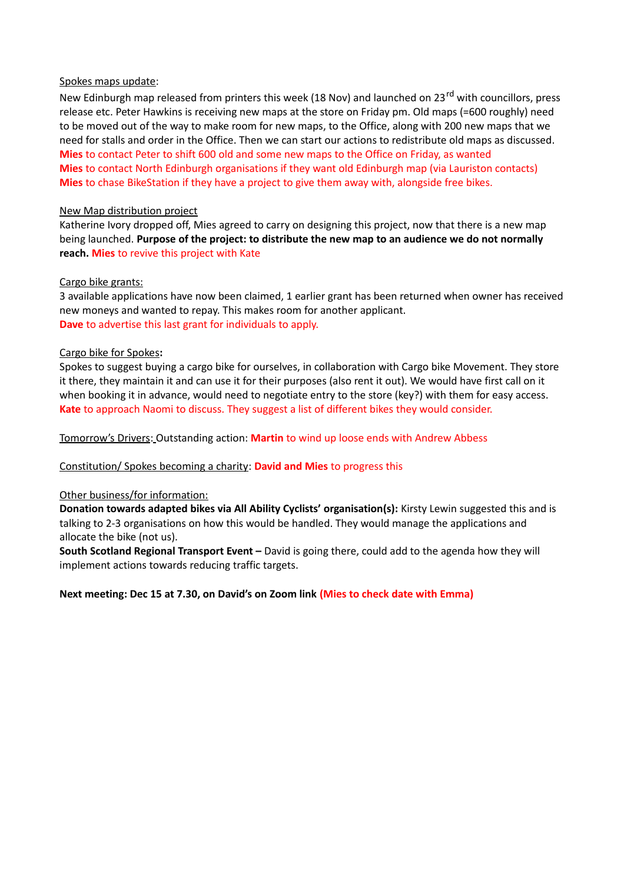Spokes maps update:

New Edinburgh map released from printers this week (18 Nov) and launched on 23rd with councillors, press release etc. Peter Hawkins is receiving new maps at the store on Friday pm. Old maps (=600 roughly) need to be moved out of the way to make room for new maps, to the Office, along with 200 new maps that we need for stalls and order in the Office. Then we can start our actions to redistribute old maps as discussed.

**Mies** to contact Peter to shift 600 old and some new maps to the Office on Friday, as wanted

**Mies** to contact North Edinburgh organisations if they want old Edinburgh map (via Lauriston contacts)

**Mies** to chase BikeStation if they have a project to give them away with, alongside free bikes.

New Map distribution project

Katherine Ivory dropped off, Mies agreed to carry on designing this project, now that there is a new map being launched. **Purpose of the project: to distribute the new map to an audience we do not normally reach. Mies** to revive this project with Kate

Cargo bike grants:

3 available applications have now been claimed, 1 earlier grant has been returned when owner has received new moneys and wanted to repay. This makes room for another applicant.

**Dave** to advertise this last grant for individuals to apply.

Cargo bike for Spokes**:**

Spokes to suggest buying a cargo bike for ourselves, in collaboration with Cargo bike Movement. They store it there, they maintain it and can use it for their purposes (also rent it out). We would have first call on it when booking it in advance, would need to negotiate entry to the store (key?) with them for easy access.

**Kate** to approach Naomi to discuss. They suggest a list of different bikes they would consider.

Tomorrow's Drivers: Outstanding action: **Martin** to wind up loose ends with Andrew Abbess

Constitution/ Spokes becoming a charity: **David and Mies** to progress this

Other business/for information:

**Donation towards adapted bikes via All Ability Cyclists' organisation(s):** Kirsty Lewin suggested this and is talking to 2-3 organisations on how this would be handled. They would manage the applications and allocate the bike (not us).

**South Scotland Regional Transport Event –** David is going there, could add to the agenda how they will implement actions towards reducing traffic targets.

**Next meeting: Dec 15 at 7.30, on David's on Zoom link (Mies to check date with Emma)**